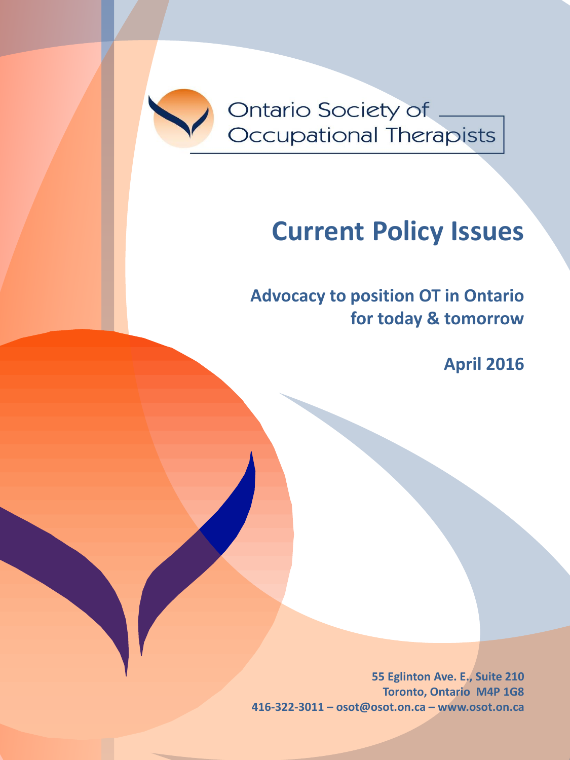Ontario Society of Occupational Therapists

# Current Policy Issues

## Advocacy to position OT in Ontario for today & tomorrow

**April 2016**

**55 Eglinton Ave. E., Suite 210**
**Toronto, Ontario M4P 1G8**
**416-322-3011 – osot@osot.on.ca – www.osot.on.ca**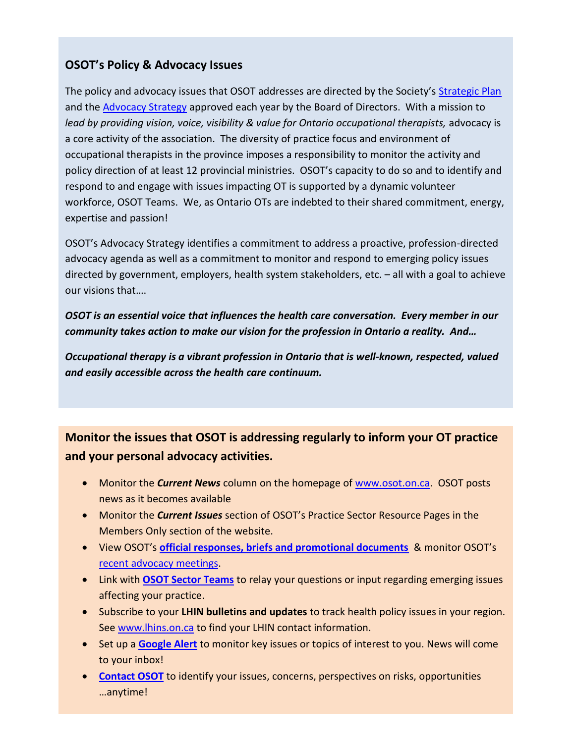## OSOT's Policy & Advocacy Issues

The policy and advocacy issues that OSOT addresses are directed by the Society's Strategic Plan and the Advocacy Strategy approved each year by the Board of Directors. With a mission to *lead by providing vision, voice, visibility & value for Ontario occupational therapists,* advocacy is a core activity of the association. The diversity of practice focus and environment of occupational therapists in the province imposes a responsibility to monitor the activity and policy direction of at least 12 provincial ministries. OSOT's capacity to do so and to identify and respond to and engage with issues impacting OT is supported by a dynamic volunteer workforce, OSOT Teams. We, as Ontario OTs are indebted to their shared commitment, energy, expertise and passion!

OSOT's Advocacy Strategy identifies a commitment to address a proactive, profession-directed advocacy agenda as well as a commitment to monitor and respond to emerging policy issues directed by government, employers, health system stakeholders, etc. – all with a goal to achieve our visions that….

***OSOT is an essential voice that influences the health care conversation. Every member in our community takes action to make our vision for the profession in Ontario a reality. And…***

***Occupational therapy is a vibrant profession in Ontario that is well-known, respected, valued and easily accessible across the health care continuum.***

**Monitor the issues that OSOT is addressing regularly to inform your OT practice and your personal advocacy activities.**

- Monitor the ***Current News*** column on the homepage of www.osot.on.ca. OSOT posts news as it becomes available
- Monitor the ***Current Issues*** section of OSOT's Practice Sector Resource Pages in the Members Only section of the website.
- View OSOT's **official responses, briefs and promotional documents** & monitor OSOT's recent advocacy meetings.
- Link with **OSOT Sector Teams** to relay your questions or input regarding emerging issues affecting your practice.
- Subscribe to your **LHIN bulletins and updates** to track health policy issues in your region. See www.lhins.on.ca to find your LHIN contact information.
- Set up a **Google Alert** to monitor key issues or topics of interest to you. News will come to your inbox!
- **Contact OSOT** to identify your issues, concerns, perspectives on risks, opportunities …anytime!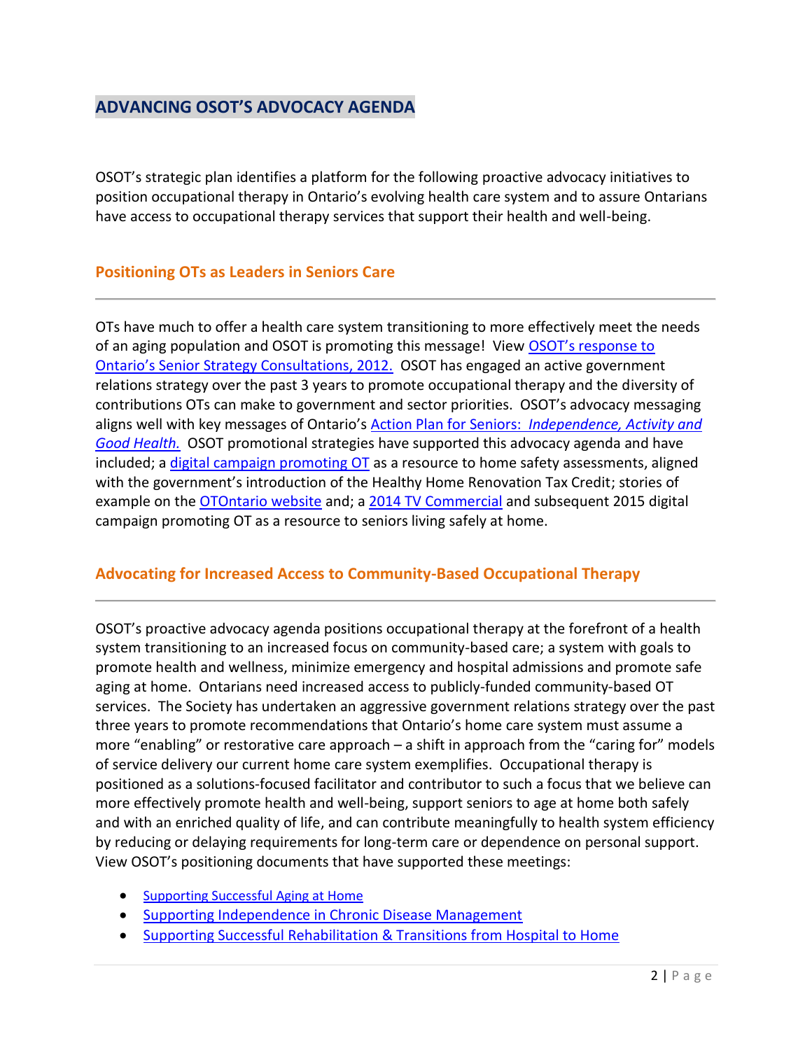## ADVANCING OSOT'S ADVOCACY AGENDA

OSOT's strategic plan identifies a platform for the following proactive advocacy initiatives to position occupational therapy in Ontario's evolving health care system and to assure Ontarians have access to occupational therapy services that support their health and well-being.

### Positioning OTs as Leaders in Seniors Care

OTs have much to offer a health care system transitioning to more effectively meet the needs of an aging population and OSOT is promoting this message! View OSOT's response to Ontario's Senior Strategy Consultations, 2012. OSOT has engaged an active government relations strategy over the past 3 years to promote occupational therapy and the diversity of contributions OTs can make to government and sector priorities. OSOT's advocacy messaging aligns well with key messages of Ontario's Action Plan for Seniors: *Independence, Activity and Good Health.* OSOT promotional strategies have supported this advocacy agenda and have included; a digital campaign promoting OT as a resource to home safety assessments, aligned with the government's introduction of the Healthy Home Renovation Tax Credit; stories of example on the OTOntario website and; a 2014 TV Commercial and subsequent 2015 digital campaign promoting OT as a resource to seniors living safely at home.

### Advocating for Increased Access to Community-Based Occupational Therapy

OSOT's proactive advocacy agenda positions occupational therapy at the forefront of a health system transitioning to an increased focus on community-based care; a system with goals to promote health and wellness, minimize emergency and hospital admissions and promote safe aging at home. Ontarians need increased access to publicly-funded community-based OT services. The Society has undertaken an aggressive government relations strategy over the past three years to promote recommendations that Ontario's home care system must assume a more "enabling" or restorative care approach – a shift in approach from the "caring for" models of service delivery our current home care system exemplifies. Occupational therapy is positioned as a solutions-focused facilitator and contributor to such a focus that we believe can more effectively promote health and well-being, support seniors to age at home both safely and with an enriched quality of life, and can contribute meaningfully to health system efficiency by reducing or delaying requirements for long-term care or dependence on personal support. View OSOT's positioning documents that have supported these meetings:

- Supporting Successful Aging at Home
- Supporting Independence in Chronic Disease Management
- Supporting Successful Rehabilitation & Transitions from Hospital to Home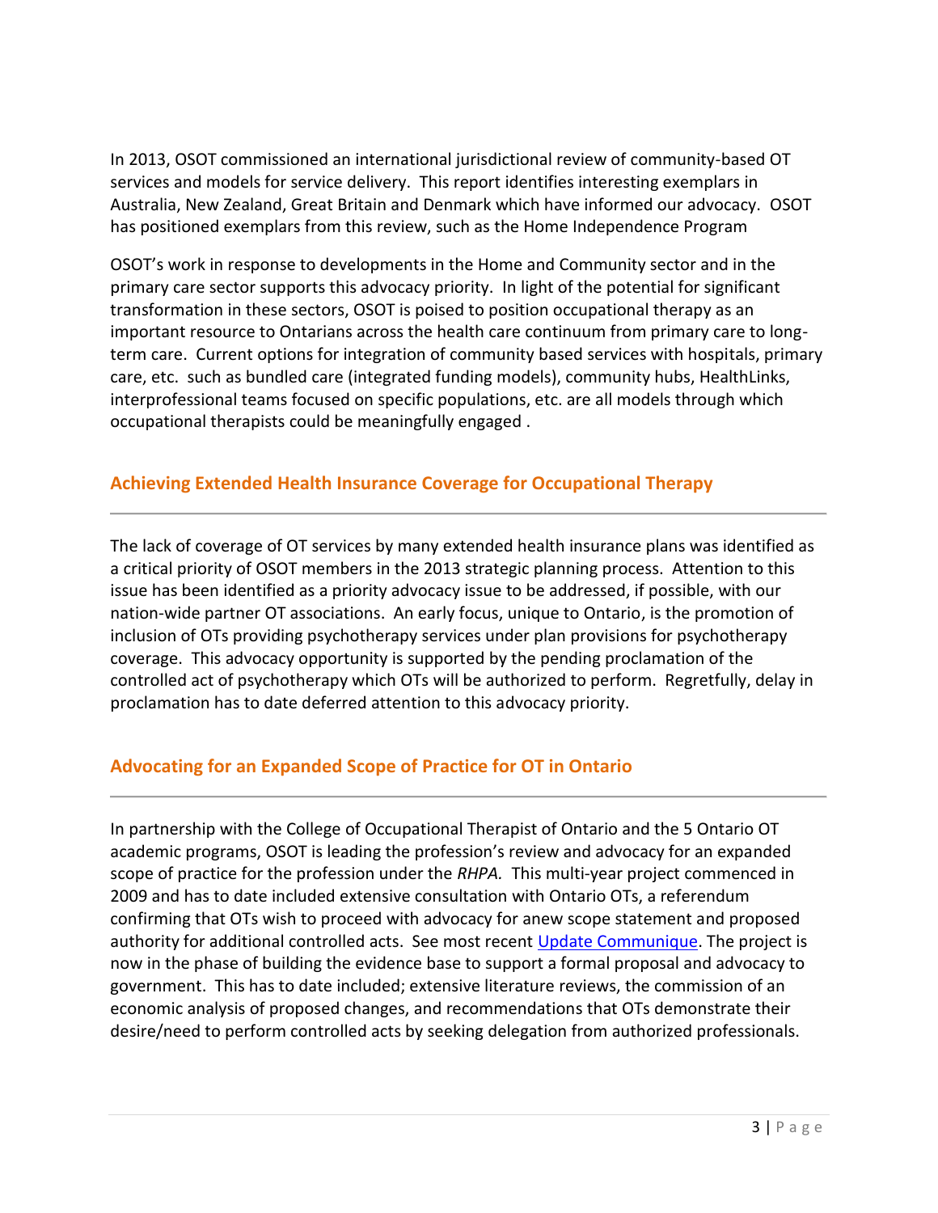In 2013, OSOT commissioned an international jurisdictional review of community-based OT services and models for service delivery. This report identifies interesting exemplars in Australia, New Zealand, Great Britain and Denmark which have informed our advocacy. OSOT has positioned exemplars from this review, such as the Home Independence Program

OSOT's work in response to developments in the Home and Community sector and in the primary care sector supports this advocacy priority. In light of the potential for significant transformation in these sectors, OSOT is poised to position occupational therapy as an important resource to Ontarians across the health care continuum from primary care to long-term care. Current options for integration of community based services with hospitals, primary care, etc. such as bundled care (integrated funding models), community hubs, HealthLinks, interprofessional teams focused on specific populations, etc. are all models through which occupational therapists could be meaningfully engaged .

## Achieving Extended Health Insurance Coverage for Occupational Therapy

The lack of coverage of OT services by many extended health insurance plans was identified as a critical priority of OSOT members in the 2013 strategic planning process. Attention to this issue has been identified as a priority advocacy issue to be addressed, if possible, with our nation-wide partner OT associations. An early focus, unique to Ontario, is the promotion of inclusion of OTs providing psychotherapy services under plan provisions for psychotherapy coverage. This advocacy opportunity is supported by the pending proclamation of the controlled act of psychotherapy which OTs will be authorized to perform. Regretfully, delay in proclamation has to date deferred attention to this advocacy priority.

## Advocating for an Expanded Scope of Practice for OT in Ontario

In partnership with the College of Occupational Therapist of Ontario and the 5 Ontario OT academic programs, OSOT is leading the profession's review and advocacy for an expanded scope of practice for the profession under the *RHPA.* This multi-year project commenced in 2009 and has to date included extensive consultation with Ontario OTs, a referendum confirming that OTs wish to proceed with advocacy for anew scope statement and proposed authority for additional controlled acts. See most recent Update Communique. The project is now in the phase of building the evidence base to support a formal proposal and advocacy to government. This has to date included; extensive literature reviews, the commission of an economic analysis of proposed changes, and recommendations that OTs demonstrate their desire/need to perform controlled acts by seeking delegation from authorized professionals.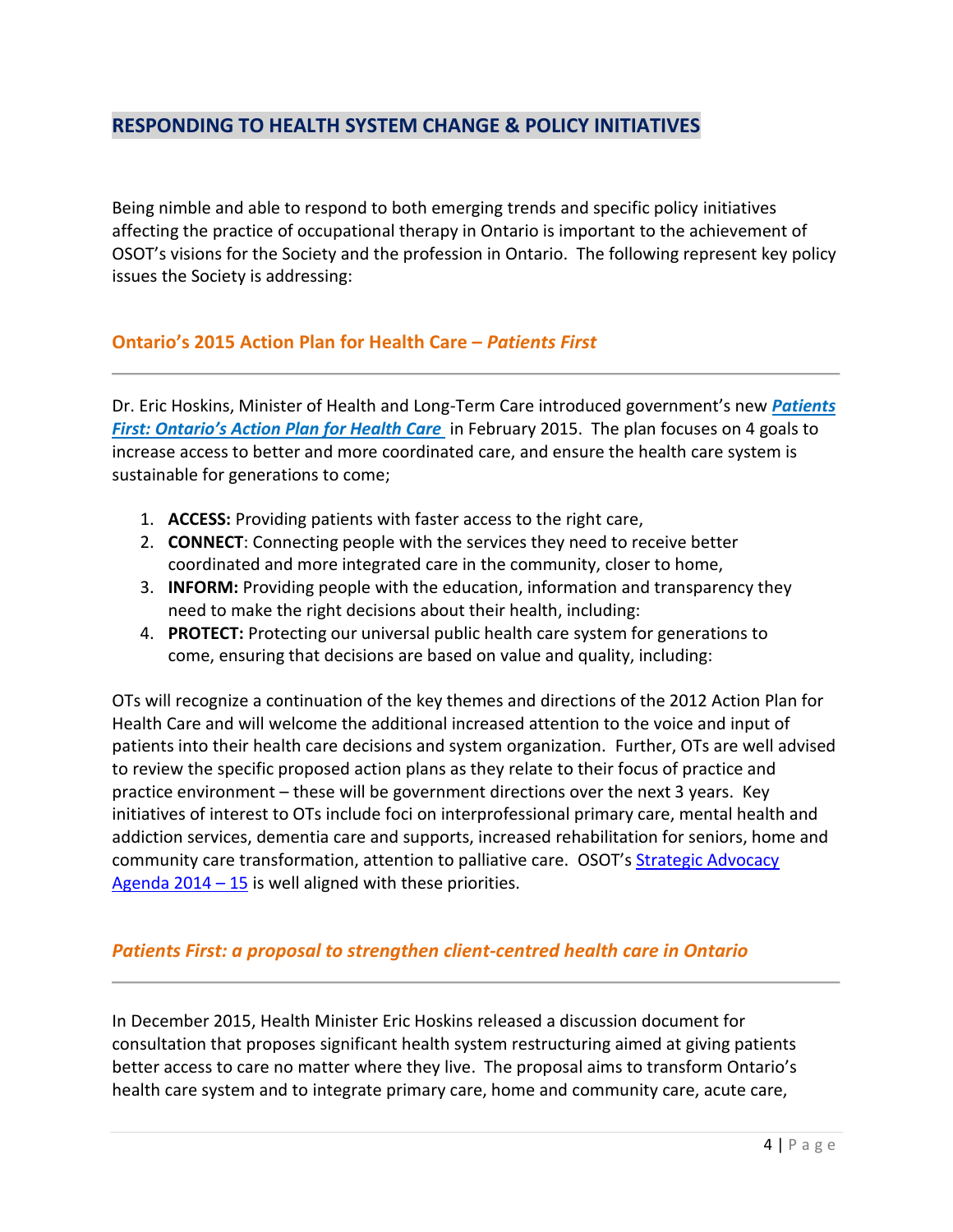## RESPONDING TO HEALTH SYSTEM CHANGE & POLICY INITIATIVES

Being nimble and able to respond to both emerging trends and specific policy initiatives affecting the practice of occupational therapy in Ontario is important to the achievement of OSOT's visions for the Society and the profession in Ontario. The following represent key policy issues the Society is addressing:

### Ontario's 2015 Action Plan for Health Care – *Patients First*

Dr. Eric Hoskins, Minister of Health and Long-Term Care introduced government's new ***Patients First: Ontario's Action Plan for Health Care*** in February 2015. The plan focuses on 4 goals to increase access to better and more coordinated care, and ensure the health care system is sustainable for generations to come;

1. **ACCESS:** Providing patients with faster access to the right care,
2. **CONNECT**: Connecting people with the services they need to receive better coordinated and more integrated care in the community, closer to home,
3. **INFORM:** Providing people with the education, information and transparency they need to make the right decisions about their health, including:
4. **PROTECT:** Protecting our universal public health care system for generations to come, ensuring that decisions are based on value and quality, including:

OTs will recognize a continuation of the key themes and directions of the 2012 Action Plan for Health Care and will welcome the additional increased attention to the voice and input of patients into their health care decisions and system organization. Further, OTs are well advised to review the specific proposed action plans as they relate to their focus of practice and practice environment – these will be government directions over the next 3 years. Key initiatives of interest to OTs include foci on interprofessional primary care, mental health and addiction services, dementia care and supports, increased rehabilitation for seniors, home and community care transformation, attention to palliative care. OSOT's Strategic Advocacy Agenda 2014 – 15 is well aligned with these priorities.

### *Patients First: a proposal to strengthen client-centred health care in Ontario*

In December 2015, Health Minister Eric Hoskins released a discussion document for consultation that proposes significant health system restructuring aimed at giving patients better access to care no matter where they live. The proposal aims to transform Ontario's health care system and to integrate primary care, home and community care, acute care,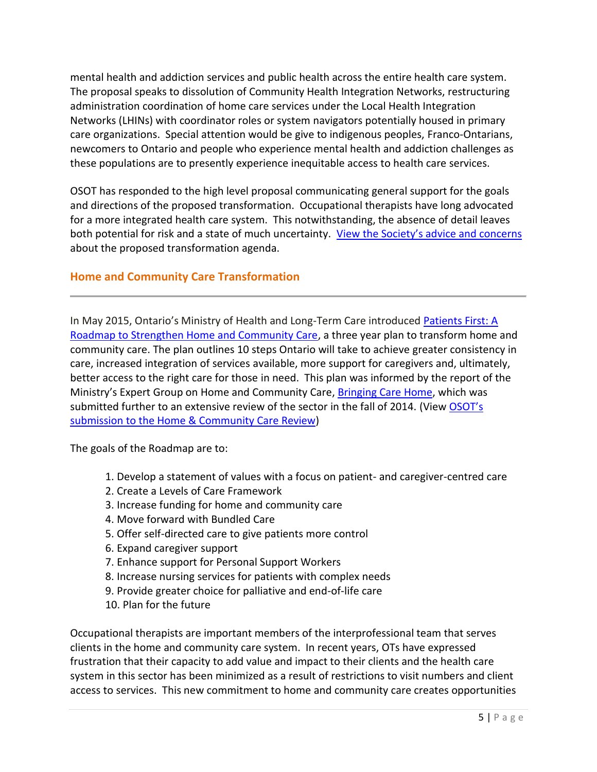mental health and addiction services and public health across the entire health care system. The proposal speaks to dissolution of Community Health Integration Networks, restructuring administration coordination of home care services under the Local Health Integration Networks (LHINs) with coordinator roles or system navigators potentially housed in primary care organizations. Special attention would be give to indigenous peoples, Franco-Ontarians, newcomers to Ontario and people who experience mental health and addiction challenges as these populations are to presently experience inequitable access to health care services.

OSOT has responded to the high level proposal communicating general support for the goals and directions of the proposed transformation. Occupational therapists have long advocated for a more integrated health care system. This notwithstanding, the absence of detail leaves both potential for risk and a state of much uncertainty. View the Society's advice and concerns about the proposed transformation agenda.

## Home and Community Care Transformation

In May 2015, Ontario's Ministry of Health and Long-Term Care introduced Patients First: A Roadmap to Strengthen Home and Community Care, a three year plan to transform home and community care. The plan outlines 10 steps Ontario will take to achieve greater consistency in care, increased integration of services available, more support for caregivers and, ultimately, better access to the right care for those in need. This plan was informed by the report of the Ministry's Expert Group on Home and Community Care, Bringing Care Home, which was submitted further to an extensive review of the sector in the fall of 2014. (View OSOT's submission to the Home & Community Care Review)

The goals of the Roadmap are to:

1. Develop a statement of values with a focus on patient- and caregiver-centred care
2. Create a Levels of Care Framework
3. Increase funding for home and community care
4. Move forward with Bundled Care
5. Offer self-directed care to give patients more control
6. Expand caregiver support
7. Enhance support for Personal Support Workers
8. Increase nursing services for patients with complex needs
9. Provide greater choice for palliative and end-of-life care
10. Plan for the future

Occupational therapists are important members of the interprofessional team that serves clients in the home and community care system. In recent years, OTs have expressed frustration that their capacity to add value and impact to their clients and the health care system in this sector has been minimized as a result of restrictions to visit numbers and client access to services. This new commitment to home and community care creates opportunities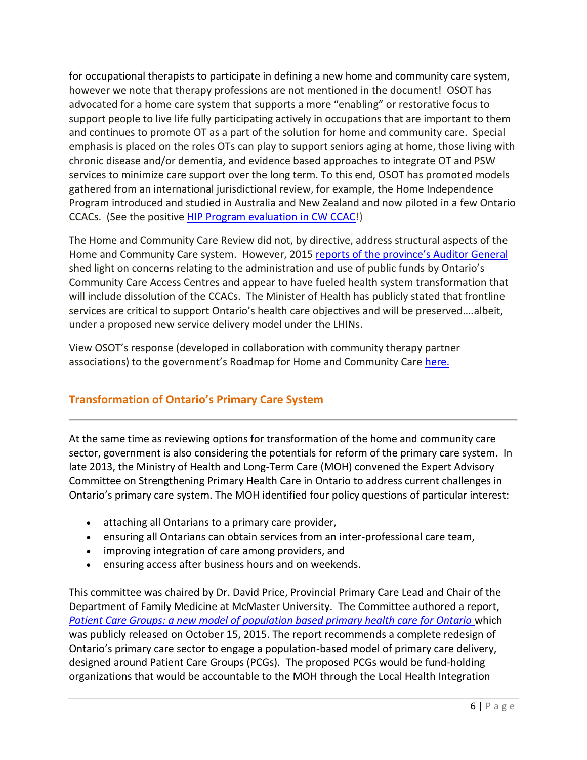for occupational therapists to participate in defining a new home and community care system, however we note that therapy professions are not mentioned in the document! OSOT has advocated for a home care system that supports a more "enabling" or restorative focus to support people to live life fully participating actively in occupations that are important to them and continues to promote OT as a part of the solution for home and community care. Special emphasis is placed on the roles OTs can play to support seniors aging at home, those living with chronic disease and/or dementia, and evidence based approaches to integrate OT and PSW services to minimize care support over the long term. To this end, OSOT has promoted models gathered from an international jurisdictional review, for example, the Home Independence Program introduced and studied in Australia and New Zealand and now piloted in a few Ontario CCACs. (See the positive [HIP Program evaluation in CW CCAC](#)!)

The Home and Community Care Review did not, by directive, address structural aspects of the Home and Community Care system. However, 2015 [reports of the province's Auditor General](#) shed light on concerns relating to the administration and use of public funds by Ontario's Community Care Access Centres and appear to have fueled health system transformation that will include dissolution of the CCACs. The Minister of Health has publicly stated that frontline services are critical to support Ontario's health care objectives and will be preserved….albeit, under a proposed new service delivery model under the LHINs.

View OSOT's response (developed in collaboration with community therapy partner associations) to the government's Roadmap for Home and Community Care [here.](#)

## Transformation of Ontario's Primary Care System

At the same time as reviewing options for transformation of the home and community care sector, government is also considering the potentials for reform of the primary care system. In late 2013, the Ministry of Health and Long-Term Care (MOH) convened the Expert Advisory Committee on Strengthening Primary Health Care in Ontario to address current challenges in Ontario's primary care system. The MOH identified four policy questions of particular interest:

- attaching all Ontarians to a primary care provider,
- ensuring all Ontarians can obtain services from an inter-professional care team,
- improving integration of care among providers, and
- ensuring access after business hours and on weekends.

This committee was chaired by Dr. David Price, Provincial Primary Care Lead and Chair of the Department of Family Medicine at McMaster University. The Committee authored a report, [*Patient Care Groups: a new model of population based primary health care for Ontario*](#) which was publicly released on October 15, 2015. The report recommends a complete redesign of Ontario's primary care sector to engage a population-based model of primary care delivery, designed around Patient Care Groups (PCGs). The proposed PCGs would be fund-holding organizations that would be accountable to the MOH through the Local Health Integration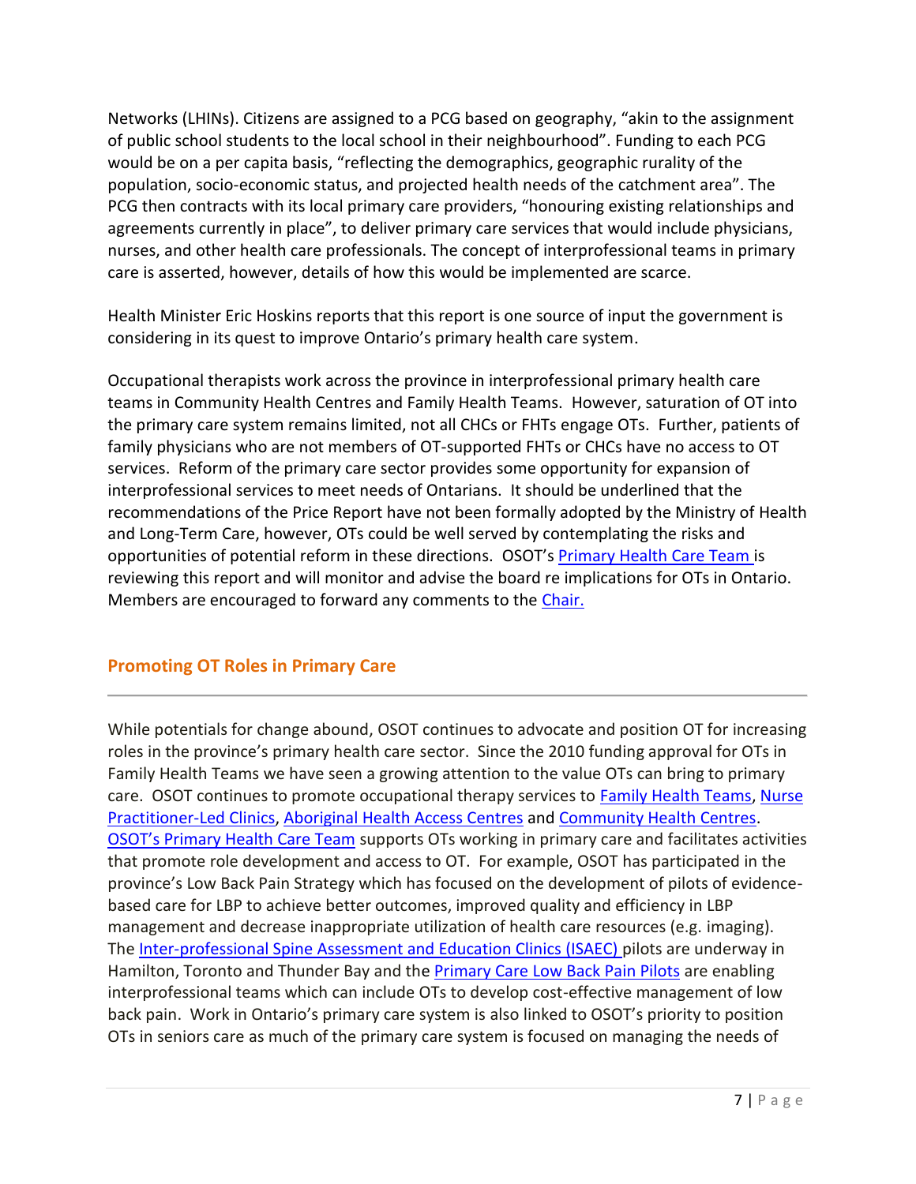Networks (LHINs). Citizens are assigned to a PCG based on geography, "akin to the assignment of public school students to the local school in their neighbourhood". Funding to each PCG would be on a per capita basis, "reflecting the demographics, geographic rurality of the population, socio-economic status, and projected health needs of the catchment area". The PCG then contracts with its local primary care providers, "honouring existing relationships and agreements currently in place", to deliver primary care services that would include physicians, nurses, and other health care professionals. The concept of interprofessional teams in primary care is asserted, however, details of how this would be implemented are scarce.

Health Minister Eric Hoskins reports that this report is one source of input the government is considering in its quest to improve Ontario's primary health care system.

Occupational therapists work across the province in interprofessional primary health care teams in Community Health Centres and Family Health Teams. However, saturation of OT into the primary care system remains limited, not all CHCs or FHTs engage OTs. Further, patients of family physicians who are not members of OT-supported FHTs or CHCs have no access to OT services. Reform of the primary care sector provides some opportunity for expansion of interprofessional services to meet needs of Ontarians. It should be underlined that the recommendations of the Price Report have not been formally adopted by the Ministry of Health and Long-Term Care, however, OTs could be well served by contemplating the risks and opportunities of potential reform in these directions. OSOT's Primary Health Care Team is reviewing this report and will monitor and advise the board re implications for OTs in Ontario. Members are encouraged to forward any comments to the Chair.

## Promoting OT Roles in Primary Care

While potentials for change abound, OSOT continues to advocate and position OT for increasing roles in the province's primary health care sector. Since the 2010 funding approval for OTs in Family Health Teams we have seen a growing attention to the value OTs can bring to primary care. OSOT continues to promote occupational therapy services to Family Health Teams, Nurse Practitioner-Led Clinics, Aboriginal Health Access Centres and Community Health Centres. OSOT's Primary Health Care Team supports OTs working in primary care and facilitates activities that promote role development and access to OT. For example, OSOT has participated in the province's Low Back Pain Strategy which has focused on the development of pilots of evidence-based care for LBP to achieve better outcomes, improved quality and efficiency in LBP management and decrease inappropriate utilization of health care resources (e.g. imaging). The Inter-professional Spine Assessment and Education Clinics (ISAEC) pilots are underway in Hamilton, Toronto and Thunder Bay and the Primary Care Low Back Pain Pilots are enabling interprofessional teams which can include OTs to develop cost-effective management of low back pain. Work in Ontario's primary care system is also linked to OSOT's priority to position OTs in seniors care as much of the primary care system is focused on managing the needs of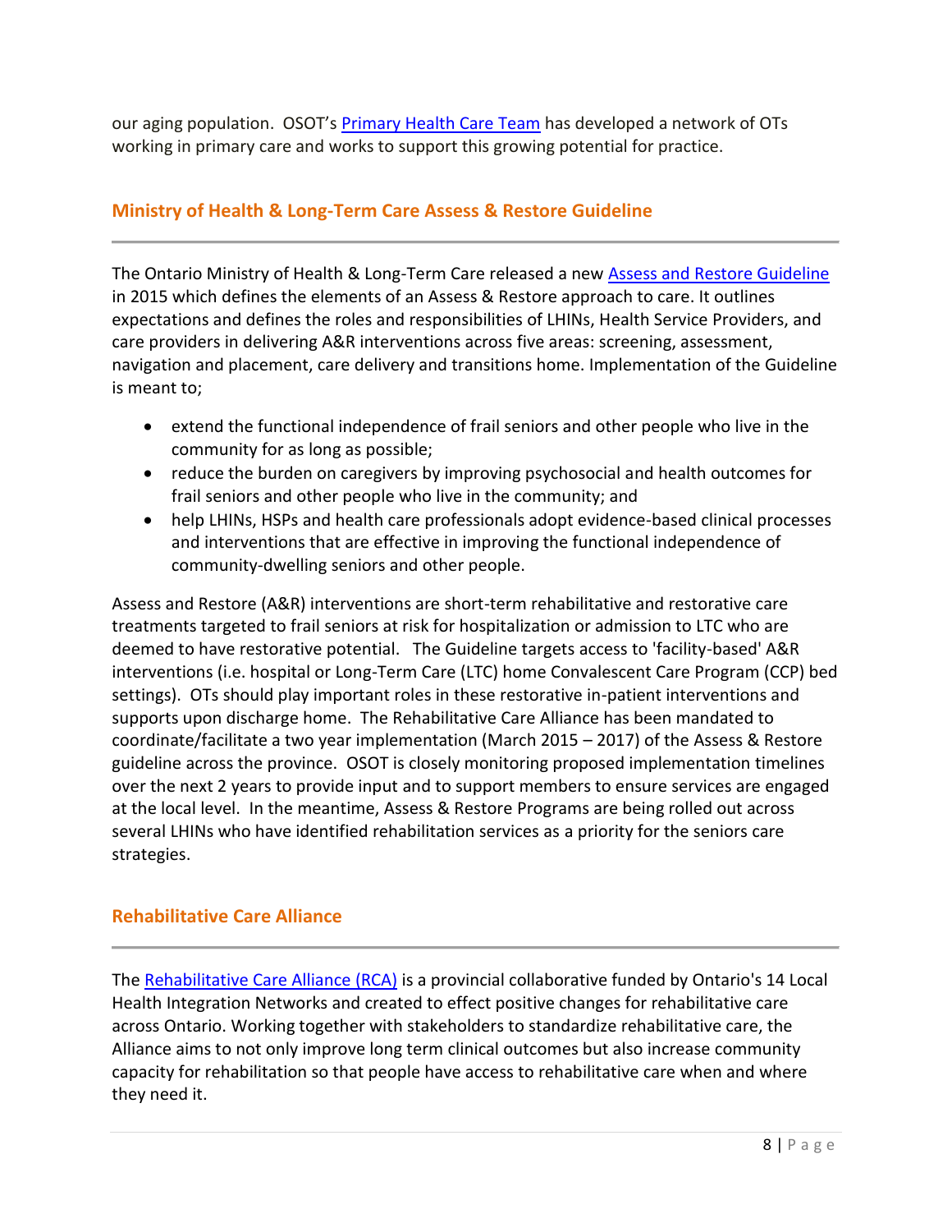our aging population. OSOT's Primary Health Care Team has developed a network of OTs working in primary care and works to support this growing potential for practice.

## Ministry of Health & Long-Term Care Assess & Restore Guideline

The Ontario Ministry of Health & Long-Term Care released a new Assess and Restore Guideline in 2015 which defines the elements of an Assess & Restore approach to care. It outlines expectations and defines the roles and responsibilities of LHINs, Health Service Providers, and care providers in delivering A&R interventions across five areas: screening, assessment, navigation and placement, care delivery and transitions home. Implementation of the Guideline is meant to;

- extend the functional independence of frail seniors and other people who live in the community for as long as possible;
- reduce the burden on caregivers by improving psychosocial and health outcomes for frail seniors and other people who live in the community; and
- help LHINs, HSPs and health care professionals adopt evidence-based clinical processes and interventions that are effective in improving the functional independence of community-dwelling seniors and other people.

Assess and Restore (A&R) interventions are short-term rehabilitative and restorative care treatments targeted to frail seniors at risk for hospitalization or admission to LTC who are deemed to have restorative potential. The Guideline targets access to 'facility-based' A&R interventions (i.e. hospital or Long-Term Care (LTC) home Convalescent Care Program (CCP) bed settings). OTs should play important roles in these restorative in-patient interventions and supports upon discharge home. The Rehabilitative Care Alliance has been mandated to coordinate/facilitate a two year implementation (March 2015 – 2017) of the Assess & Restore guideline across the province. OSOT is closely monitoring proposed implementation timelines over the next 2 years to provide input and to support members to ensure services are engaged at the local level. In the meantime, Assess & Restore Programs are being rolled out across several LHINs who have identified rehabilitation services as a priority for the seniors care strategies.

## Rehabilitative Care Alliance

The Rehabilitative Care Alliance (RCA) is a provincial collaborative funded by Ontario's 14 Local Health Integration Networks and created to effect positive changes for rehabilitative care across Ontario. Working together with stakeholders to standardize rehabilitative care, the Alliance aims to not only improve long term clinical outcomes but also increase community capacity for rehabilitation so that people have access to rehabilitative care when and where they need it.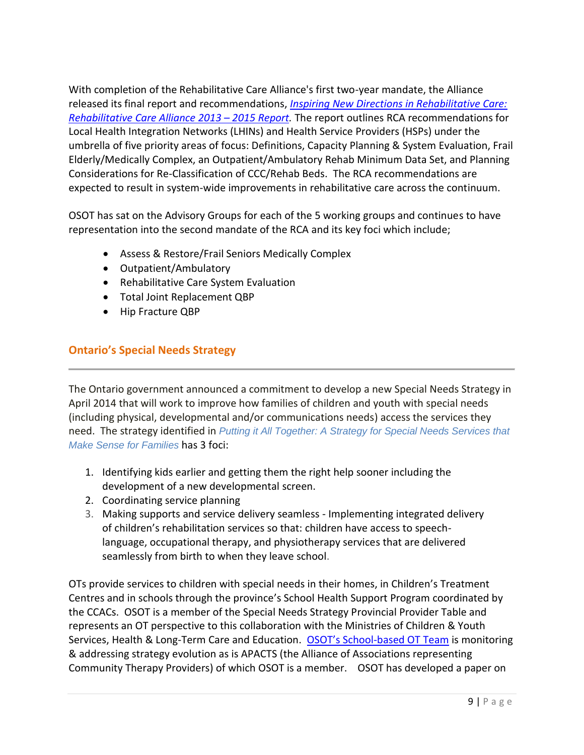With completion of the Rehabilitative Care Alliance's first two-year mandate, the Alliance released its final report and recommendations, *Inspiring New Directions in Rehabilitative Care: Rehabilitative Care Alliance 2013 – 2015 Report.* The report outlines RCA recommendations for Local Health Integration Networks (LHINs) and Health Service Providers (HSPs) under the umbrella of five priority areas of focus: Definitions, Capacity Planning & System Evaluation, Frail Elderly/Medically Complex, an Outpatient/Ambulatory Rehab Minimum Data Set, and Planning Considerations for Re-Classification of CCC/Rehab Beds. The RCA recommendations are expected to result in system-wide improvements in rehabilitative care across the continuum.

OSOT has sat on the Advisory Groups for each of the 5 working groups and continues to have representation into the second mandate of the RCA and its key foci which include;

- Assess & Restore/Frail Seniors Medically Complex
- Outpatient/Ambulatory
- Rehabilitative Care System Evaluation
- Total Joint Replacement QBP
- Hip Fracture QBP

## Ontario's Special Needs Strategy

The Ontario government announced a commitment to develop a new Special Needs Strategy in April 2014 that will work to improve how families of children and youth with special needs (including physical, developmental and/or communications needs) access the services they need. The strategy identified in *Putting it All Together: A Strategy for Special Needs Services that Make Sense for Families* has 3 foci:

1. Identifying kids earlier and getting them the right help sooner including the development of a new developmental screen.
2. Coordinating service planning
3. Making supports and service delivery seamless - Implementing integrated delivery of children's rehabilitation services so that: children have access to speech-language, occupational therapy, and physiotherapy services that are delivered seamlessly from birth to when they leave school.

OTs provide services to children with special needs in their homes, in Children's Treatment Centres and in schools through the province's School Health Support Program coordinated by the CCACs. OSOT is a member of the Special Needs Strategy Provincial Provider Table and represents an OT perspective to this collaboration with the Ministries of Children & Youth Services, Health & Long-Term Care and Education. OSOT's School-based OT Team is monitoring & addressing strategy evolution as is APACTS (the Alliance of Associations representing Community Therapy Providers) of which OSOT is a member. OSOT has developed a paper on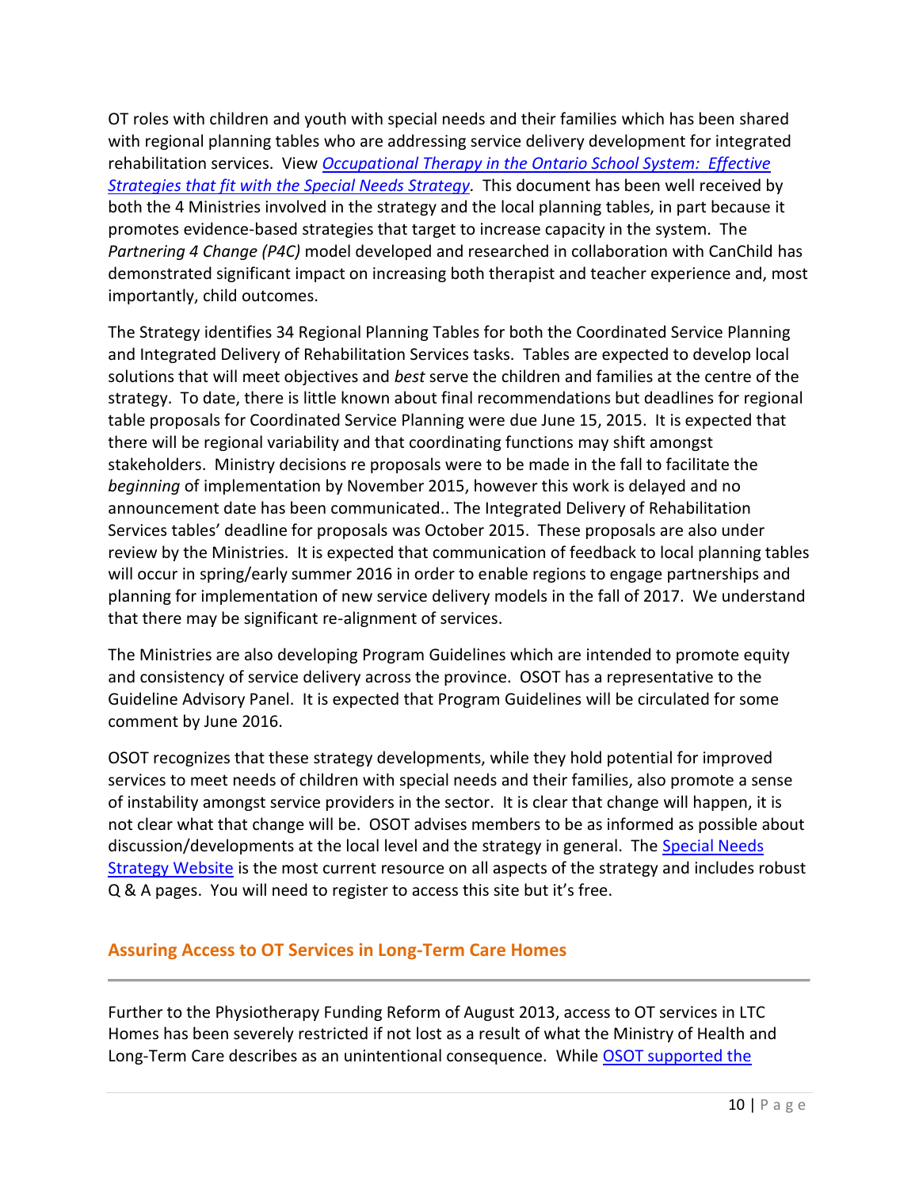OT roles with children and youth with special needs and their families which has been shared with regional planning tables who are addressing service delivery development for integrated rehabilitation services. View [*Occupational Therapy in the Ontario School System: Effective Strategies that fit with the Special Needs Strategy*](). This document has been well received by both the 4 Ministries involved in the strategy and the local planning tables, in part because it promotes evidence-based strategies that target to increase capacity in the system. The *Partnering 4 Change (P4C)* model developed and researched in collaboration with CanChild has demonstrated significant impact on increasing both therapist and teacher experience and, most importantly, child outcomes.

The Strategy identifies 34 Regional Planning Tables for both the Coordinated Service Planning and Integrated Delivery of Rehabilitation Services tasks. Tables are expected to develop local solutions that will meet objectives and *best* serve the children and families at the centre of the strategy. To date, there is little known about final recommendations but deadlines for regional table proposals for Coordinated Service Planning were due June 15, 2015. It is expected that there will be regional variability and that coordinating functions may shift amongst stakeholders. Ministry decisions re proposals were to be made in the fall to facilitate the *beginning* of implementation by November 2015, however this work is delayed and no announcement date has been communicated.. The Integrated Delivery of Rehabilitation Services tables' deadline for proposals was October 2015. These proposals are also under review by the Ministries. It is expected that communication of feedback to local planning tables will occur in spring/early summer 2016 in order to enable regions to engage partnerships and planning for implementation of new service delivery models in the fall of 2017. We understand that there may be significant re-alignment of services.

The Ministries are also developing Program Guidelines which are intended to promote equity and consistency of service delivery across the province. OSOT has a representative to the Guideline Advisory Panel. It is expected that Program Guidelines will be circulated for some comment by June 2016.

OSOT recognizes that these strategy developments, while they hold potential for improved services to meet needs of children with special needs and their families, also promote a sense of instability amongst service providers in the sector. It is clear that change will happen, it is not clear what that change will be. OSOT advises members to be as informed as possible about discussion/developments at the local level and the strategy in general. The [Special Needs Strategy Website]() is the most current resource on all aspects of the strategy and includes robust Q & A pages. You will need to register to access this site but it's free.

## Assuring Access to OT Services in Long-Term Care Homes

Further to the Physiotherapy Funding Reform of August 2013, access to OT services in LTC Homes has been severely restricted if not lost as a result of what the Ministry of Health and Long-Term Care describes as an unintentional consequence. While [OSOT supported the]()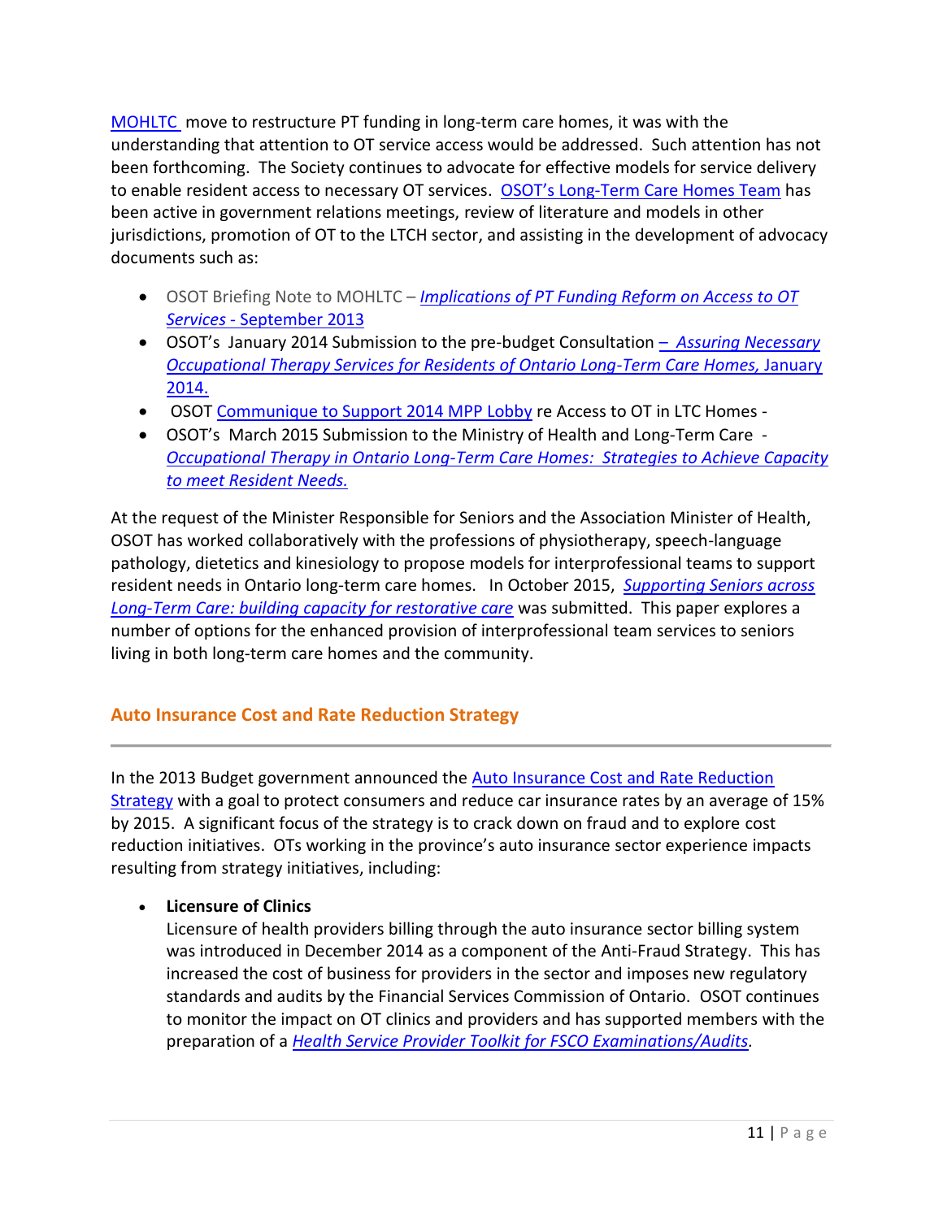MOHLTC move to restructure PT funding in long-term care homes, it was with the understanding that attention to OT service access would be addressed. Such attention has not been forthcoming. The Society continues to advocate for effective models for service delivery to enable resident access to necessary OT services. OSOT's Long-Term Care Homes Team has been active in government relations meetings, review of literature and models in other jurisdictions, promotion of OT to the LTCH sector, and assisting in the development of advocacy documents such as:

- OSOT Briefing Note to MOHLTC – *Implications of PT Funding Reform on Access to OT Services* - September 2013
- OSOT's January 2014 Submission to the pre-budget Consultation – *Assuring Necessary Occupational Therapy Services for Residents of Ontario Long-Term Care Homes,* January 2014.
- OSOT Communique to Support 2014 MPP Lobby re Access to OT in LTC Homes -
- OSOT's March 2015 Submission to the Ministry of Health and Long-Term Care - *Occupational Therapy in Ontario Long-Term Care Homes: Strategies to Achieve Capacity to meet Resident Needs.*

At the request of the Minister Responsible for Seniors and the Association Minister of Health, OSOT has worked collaboratively with the professions of physiotherapy, speech-language pathology, dietetics and kinesiology to propose models for interprofessional teams to support resident needs in Ontario long-term care homes. In October 2015, *Supporting Seniors across Long-Term Care: building capacity for restorative care* was submitted. This paper explores a number of options for the enhanced provision of interprofessional team services to seniors living in both long-term care homes and the community.

## Auto Insurance Cost and Rate Reduction Strategy

In the 2013 Budget government announced the Auto Insurance Cost and Rate Reduction Strategy with a goal to protect consumers and reduce car insurance rates by an average of 15% by 2015. A significant focus of the strategy is to crack down on fraud and to explore cost reduction initiatives. OTs working in the province's auto insurance sector experience impacts resulting from strategy initiatives, including:

- **Licensure of Clinics**
  Licensure of health providers billing through the auto insurance sector billing system was introduced in December 2014 as a component of the Anti-Fraud Strategy. This has increased the cost of business for providers in the sector and imposes new regulatory standards and audits by the Financial Services Commission of Ontario. OSOT continues to monitor the impact on OT clinics and providers and has supported members with the preparation of a *Health Service Provider Toolkit for FSCO Examinations/Audits.*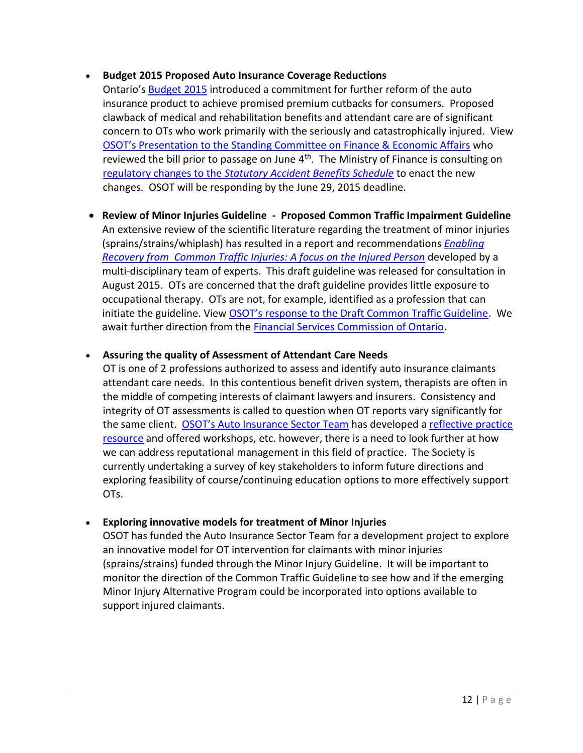- **Budget 2015 Proposed Auto Insurance Coverage Reductions**
  Ontario's Budget 2015 introduced a commitment for further reform of the auto insurance product to achieve promised premium cutbacks for consumers. Proposed clawback of medical and rehabilitation benefits and attendant care are of significant concern to OTs who work primarily with the seriously and catastrophically injured. View OSOT's Presentation to the Standing Committee on Finance & Economic Affairs who reviewed the bill prior to passage on June 4th. The Ministry of Finance is consulting on regulatory changes to the *Statutory Accident Benefits Schedule* to enact the new changes. OSOT will be responding by the June 29, 2015 deadline.

- **Review of Minor Injuries Guideline - Proposed Common Traffic Impairment Guideline**
  An extensive review of the scientific literature regarding the treatment of minor injuries (sprains/strains/whiplash) has resulted in a report and recommendations *Enabling Recovery from Common Traffic Injuries: A focus on the Injured Person* developed by a multi-disciplinary team of experts. This draft guideline was released for consultation in August 2015. OTs are concerned that the draft guideline provides little exposure to occupational therapy. OTs are not, for example, identified as a profession that can initiate the guideline. View OSOT's response to the Draft Common Traffic Guideline. We await further direction from the Financial Services Commission of Ontario.

- **Assuring the quality of Assessment of Attendant Care Needs**
  OT is one of 2 professions authorized to assess and identify auto insurance claimants attendant care needs. In this contentious benefit driven system, therapists are often in the middle of competing interests of claimant lawyers and insurers. Consistency and integrity of OT assessments is called to question when OT reports vary significantly for the same client. OSOT's Auto Insurance Sector Team has developed a reflective practice resource and offered workshops, etc. however, there is a need to look further at how we can address reputational management in this field of practice. The Society is currently undertaking a survey of key stakeholders to inform future directions and exploring feasibility of course/continuing education options to more effectively support OTs.

- **Exploring innovative models for treatment of Minor Injuries**
  OSOT has funded the Auto Insurance Sector Team for a development project to explore an innovative model for OT intervention for claimants with minor injuries (sprains/strains) funded through the Minor Injury Guideline. It will be important to monitor the direction of the Common Traffic Guideline to see how and if the emerging Minor Injury Alternative Program could be incorporated into options available to support injured claimants.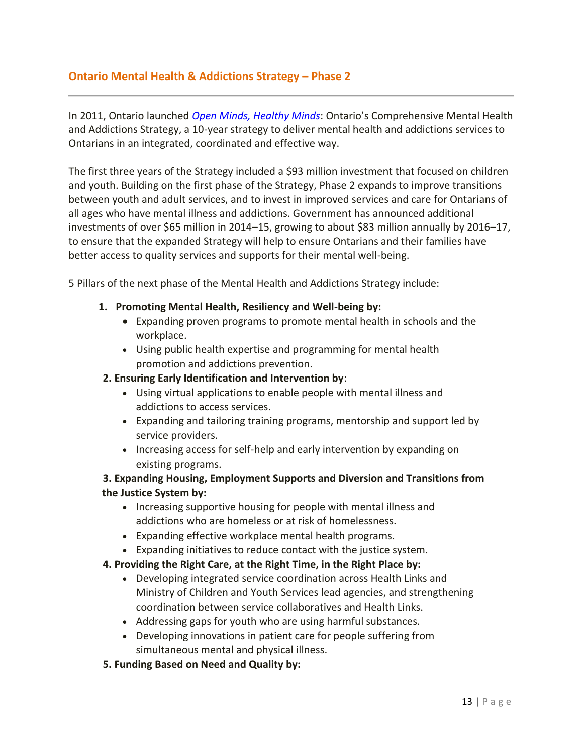## Ontario Mental Health & Addictions Strategy – Phase 2

In 2011, Ontario launched *Open Minds, Healthy Minds*: Ontario's Comprehensive Mental Health and Addictions Strategy, a 10-year strategy to deliver mental health and addictions services to Ontarians in an integrated, coordinated and effective way.

The first three years of the Strategy included a $93 million investment that focused on children and youth. Building on the first phase of the Strategy, Phase 2 expands to improve transitions between youth and adult services, and to invest in improved services and care for Ontarians of all ages who have mental illness and addictions. Government has announced additional investments of over $65 million in 2014–15, growing to about $83 million annually by 2016–17, to ensure that the expanded Strategy will help to ensure Ontarians and their families have better access to quality services and supports for their mental well-being.

5 Pillars of the next phase of the Mental Health and Addictions Strategy include:

1. **Promoting Mental Health, Resiliency and Well-being by:**
   - Expanding proven programs to promote mental health in schools and the workplace.
   - Using public health expertise and programming for mental health promotion and addictions prevention.
2. **Ensuring Early Identification and Intervention by**:
   - Using virtual applications to enable people with mental illness and addictions to access services.
   - Expanding and tailoring training programs, mentorship and support led by service providers.
   - Increasing access for self-help and early intervention by expanding on existing programs.
3. **Expanding Housing, Employment Supports and Diversion and Transitions from the Justice System by:**
   - Increasing supportive housing for people with mental illness and addictions who are homeless or at risk of homelessness.
   - Expanding effective workplace mental health programs.
   - Expanding initiatives to reduce contact with the justice system.
4. **Providing the Right Care, at the Right Time, in the Right Place by:**
   - Developing integrated service coordination across Health Links and Ministry of Children and Youth Services lead agencies, and strengthening coordination between service collaboratives and Health Links.
   - Addressing gaps for youth who are using harmful substances.
   - Developing innovations in patient care for people suffering from simultaneous mental and physical illness.
5. **Funding Based on Need and Quality by:**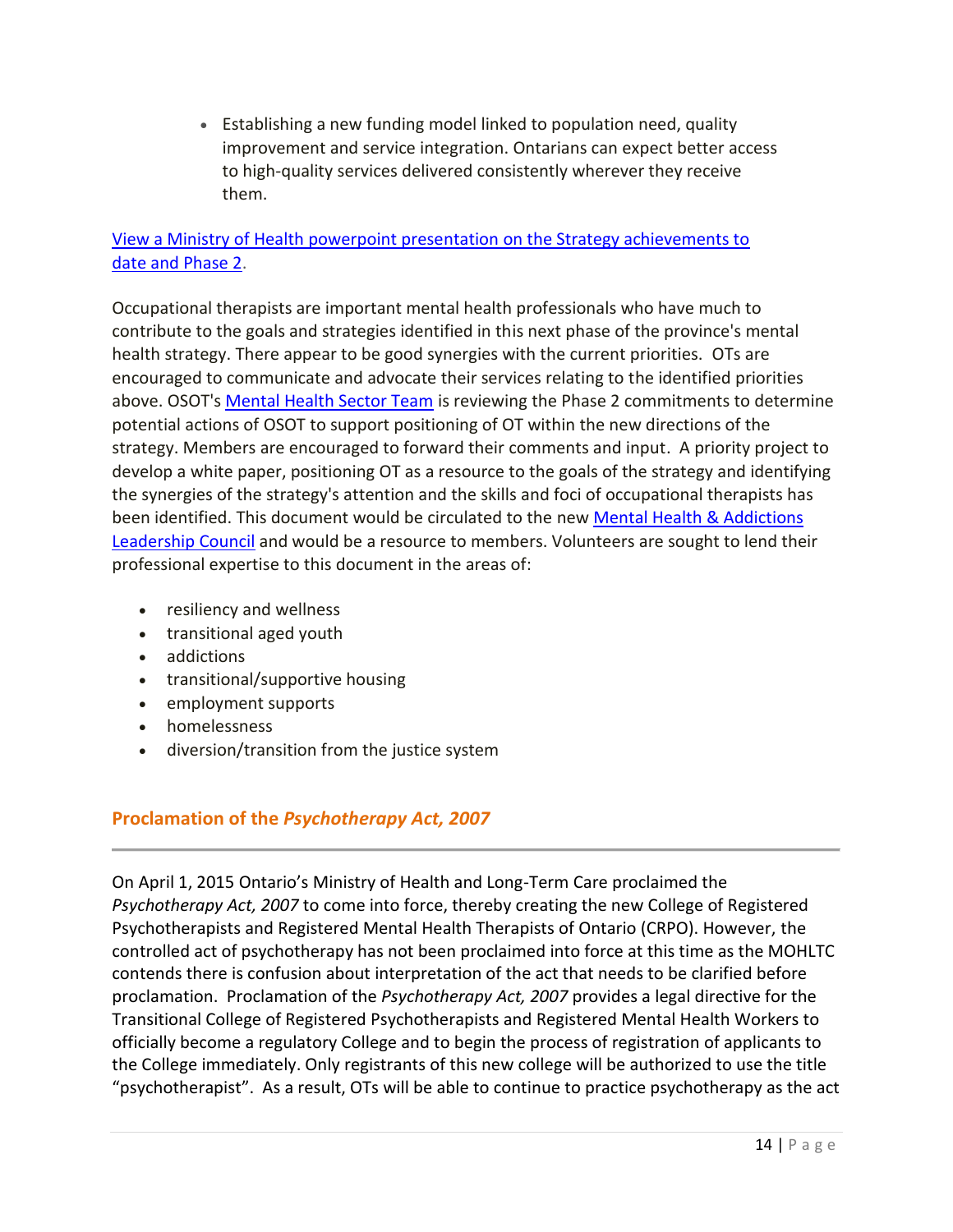- Establishing a new funding model linked to population need, quality improvement and service integration. Ontarians can expect better access to high-quality services delivered consistently wherever they receive them.

[View a Ministry of Health powerpoint presentation on the Strategy achievements to date and Phase 2](#).

Occupational therapists are important mental health professionals who have much to contribute to the goals and strategies identified in this next phase of the province's mental health strategy. There appear to be good synergies with the current priorities. OTs are encouraged to communicate and advocate their services relating to the identified priorities above. OSOT's [Mental Health Sector Team](#) is reviewing the Phase 2 commitments to determine potential actions of OSOT to support positioning of OT within the new directions of the strategy. Members are encouraged to forward their comments and input. A priority project to develop a white paper, positioning OT as a resource to the goals of the strategy and identifying the synergies of the strategy's attention and the skills and foci of occupational therapists has been identified. This document would be circulated to the new [Mental Health & Addictions Leadership Council](#) and would be a resource to members. Volunteers are sought to lend their professional expertise to this document in the areas of:

- resiliency and wellness
- transitional aged youth
- addictions
- transitional/supportive housing
- employment supports
- homelessness
- diversion/transition from the justice system

## Proclamation of the *Psychotherapy Act, 2007*

---

On April 1, 2015 Ontario's Ministry of Health and Long-Term Care proclaimed the *Psychotherapy Act, 2007* to come into force, thereby creating the new College of Registered Psychotherapists and Registered Mental Health Therapists of Ontario (CRPO). However, the controlled act of psychotherapy has not been proclaimed into force at this time as the MOHLTC contends there is confusion about interpretation of the act that needs to be clarified before proclamation. Proclamation of the *Psychotherapy Act, 2007* provides a legal directive for the Transitional College of Registered Psychotherapists and Registered Mental Health Workers to officially become a regulatory College and to begin the process of registration of applicants to the College immediately. Only registrants of this new college will be authorized to use the title "psychotherapist". As a result, OTs will be able to continue to practice psychotherapy as the act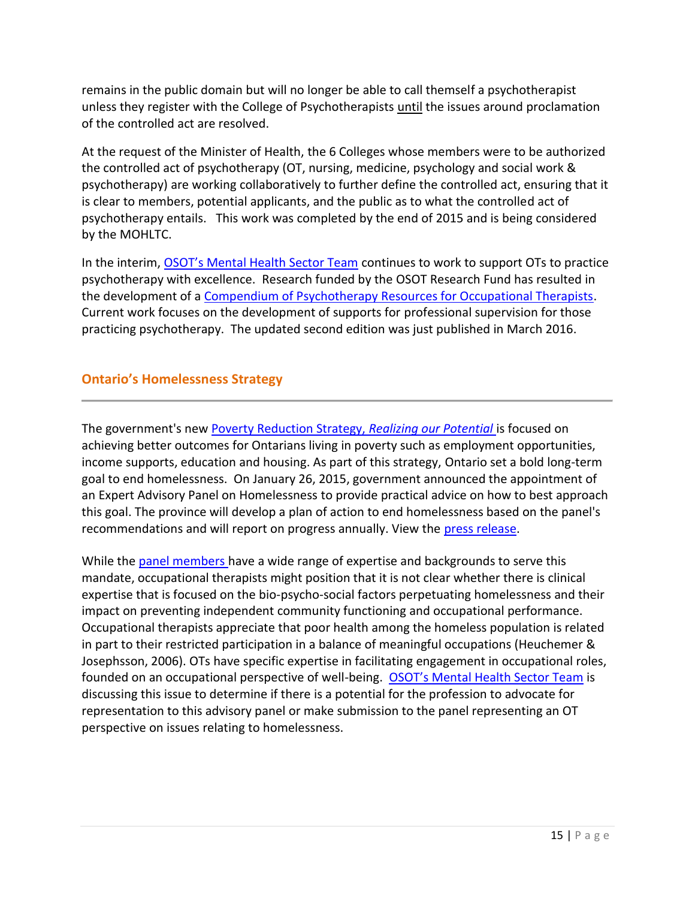remains in the public domain but will no longer be able to call themself a psychotherapist unless they register with the College of Psychotherapists until the issues around proclamation of the controlled act are resolved.

At the request of the Minister of Health, the 6 Colleges whose members were to be authorized the controlled act of psychotherapy (OT, nursing, medicine, psychology and social work & psychotherapy) are working collaboratively to further define the controlled act, ensuring that it is clear to members, potential applicants, and the public as to what the controlled act of psychotherapy entails. This work was completed by the end of 2015 and is being considered by the MOHLTC.

In the interim, OSOT's Mental Health Sector Team continues to work to support OTs to practice psychotherapy with excellence. Research funded by the OSOT Research Fund has resulted in the development of a Compendium of Psychotherapy Resources for Occupational Therapists. Current work focuses on the development of supports for professional supervision for those practicing psychotherapy. The updated second edition was just published in March 2016.

## Ontario's Homelessness Strategy

The government's new Poverty Reduction Strategy, *Realizing our Potential* is focused on achieving better outcomes for Ontarians living in poverty such as employment opportunities, income supports, education and housing. As part of this strategy, Ontario set a bold long-term goal to end homelessness. On January 26, 2015, government announced the appointment of an Expert Advisory Panel on Homelessness to provide practical advice on how to best approach this goal. The province will develop a plan of action to end homelessness based on the panel's recommendations and will report on progress annually. View the press release.

While the panel members have a wide range of expertise and backgrounds to serve this mandate, occupational therapists might position that it is not clear whether there is clinical expertise that is focused on the bio-psycho-social factors perpetuating homelessness and their impact on preventing independent community functioning and occupational performance. Occupational therapists appreciate that poor health among the homeless population is related in part to their restricted participation in a balance of meaningful occupations (Heuchemer & Josephsson, 2006). OTs have specific expertise in facilitating engagement in occupational roles, founded on an occupational perspective of well-being. OSOT's Mental Health Sector Team is discussing this issue to determine if there is a potential for the profession to advocate for representation to this advisory panel or make submission to the panel representing an OT perspective on issues relating to homelessness.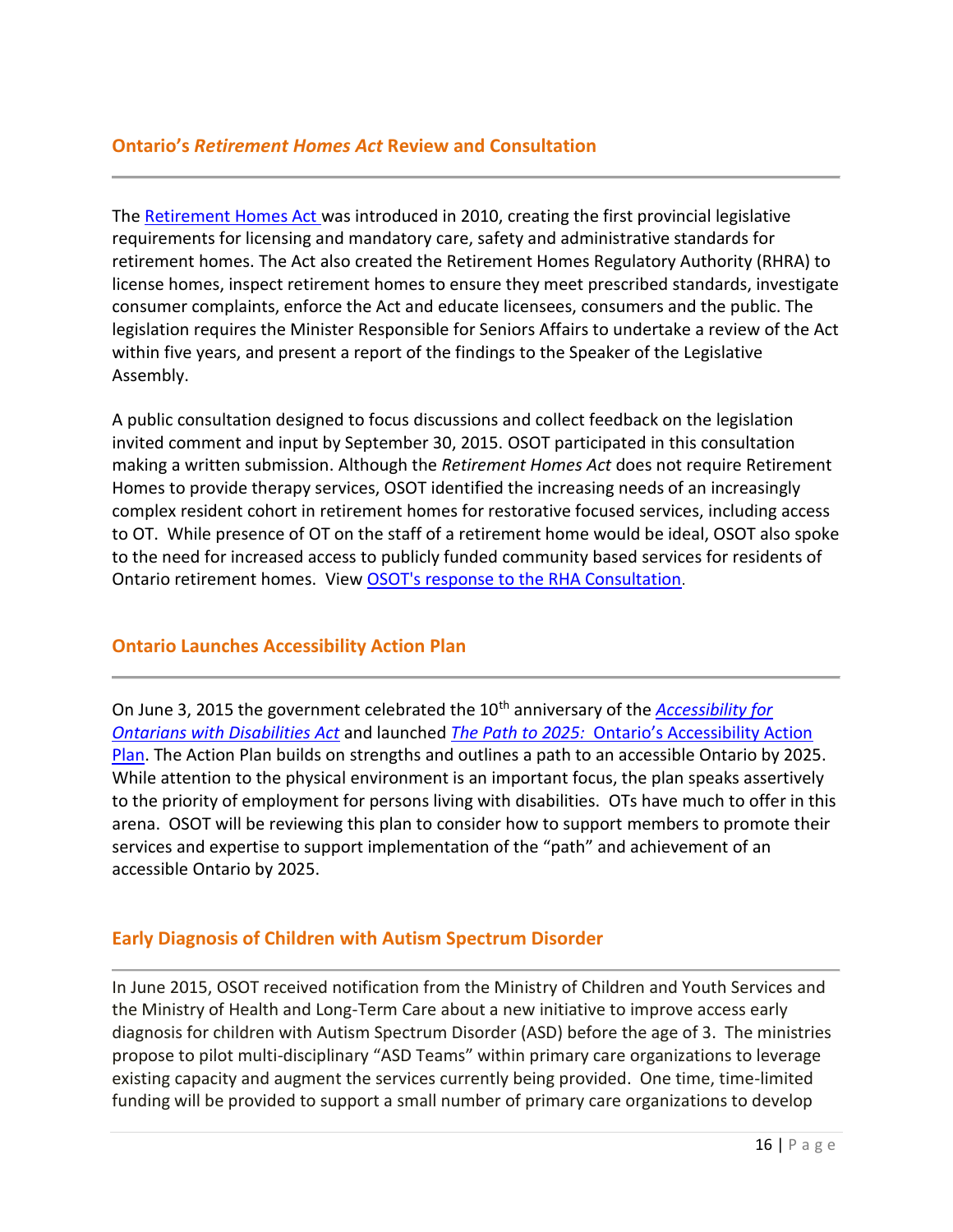## Ontario's *Retirement Homes Act* Review and Consultation

The Retirement Homes Act was introduced in 2010, creating the first provincial legislative requirements for licensing and mandatory care, safety and administrative standards for retirement homes. The Act also created the Retirement Homes Regulatory Authority (RHRA) to license homes, inspect retirement homes to ensure they meet prescribed standards, investigate consumer complaints, enforce the Act and educate licensees, consumers and the public. The legislation requires the Minister Responsible for Seniors Affairs to undertake a review of the Act within five years, and present a report of the findings to the Speaker of the Legislative Assembly.

A public consultation designed to focus discussions and collect feedback on the legislation invited comment and input by September 30, 2015. OSOT participated in this consultation making a written submission. Although the *Retirement Homes Act* does not require Retirement Homes to provide therapy services, OSOT identified the increasing needs of an increasingly complex resident cohort in retirement homes for restorative focused services, including access to OT. While presence of OT on the staff of a retirement home would be ideal, OSOT also spoke to the need for increased access to publicly funded community based services for residents of Ontario retirement homes. View OSOT's response to the RHA Consultation.

## Ontario Launches Accessibility Action Plan

On June 3, 2015 the government celebrated the 10th anniversary of the *Accessibility for Ontarians with Disabilities Act* and launched *The Path to 2025: Ontario's Accessibility Action Plan*. The Action Plan builds on strengths and outlines a path to an accessible Ontario by 2025. While attention to the physical environment is an important focus, the plan speaks assertively to the priority of employment for persons living with disabilities. OTs have much to offer in this arena. OSOT will be reviewing this plan to consider how to support members to promote their services and expertise to support implementation of the "path" and achievement of an accessible Ontario by 2025.

## Early Diagnosis of Children with Autism Spectrum Disorder

In June 2015, OSOT received notification from the Ministry of Children and Youth Services and the Ministry of Health and Long-Term Care about a new initiative to improve access early diagnosis for children with Autism Spectrum Disorder (ASD) before the age of 3. The ministries propose to pilot multi-disciplinary "ASD Teams" within primary care organizations to leverage existing capacity and augment the services currently being provided. One time, time-limited funding will be provided to support a small number of primary care organizations to develop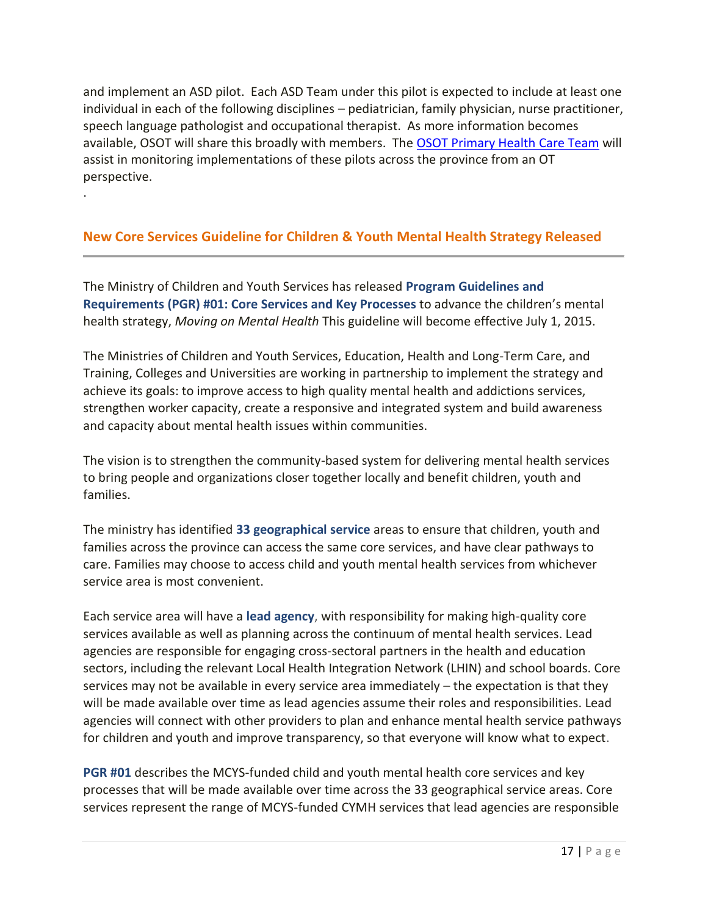and implement an ASD pilot. Each ASD Team under this pilot is expected to include at least one individual in each of the following disciplines – pediatrician, family physician, nurse practitioner, speech language pathologist and occupational therapist. As more information becomes available, OSOT will share this broadly with members. The [OSOT Primary Health Care Team] will assist in monitoring implementations of these pilots across the province from an OT perspective.

.

## New Core Services Guideline for Children & Youth Mental Health Strategy Released

The Ministry of Children and Youth Services has released **Program Guidelines and Requirements (PGR) #01: Core Services and Key Processes** to advance the children's mental health strategy, *Moving on Mental Health* This guideline will become effective July 1, 2015.

The Ministries of Children and Youth Services, Education, Health and Long-Term Care, and Training, Colleges and Universities are working in partnership to implement the strategy and achieve its goals: to improve access to high quality mental health and addictions services, strengthen worker capacity, create a responsive and integrated system and build awareness and capacity about mental health issues within communities.

The vision is to strengthen the community-based system for delivering mental health services to bring people and organizations closer together locally and benefit children, youth and families.

The ministry has identified **33 geographical service** areas to ensure that children, youth and families across the province can access the same core services, and have clear pathways to care. Families may choose to access child and youth mental health services from whichever service area is most convenient.

Each service area will have a **lead agency**, with responsibility for making high-quality core services available as well as planning across the continuum of mental health services. Lead agencies are responsible for engaging cross-sectoral partners in the health and education sectors, including the relevant Local Health Integration Network (LHIN) and school boards. Core services may not be available in every service area immediately – the expectation is that they will be made available over time as lead agencies assume their roles and responsibilities. Lead agencies will connect with other providers to plan and enhance mental health service pathways for children and youth and improve transparency, so that everyone will know what to expect.

**PGR #01** describes the MCYS-funded child and youth mental health core services and key processes that will be made available over time across the 33 geographical service areas. Core services represent the range of MCYS-funded CYMH services that lead agencies are responsible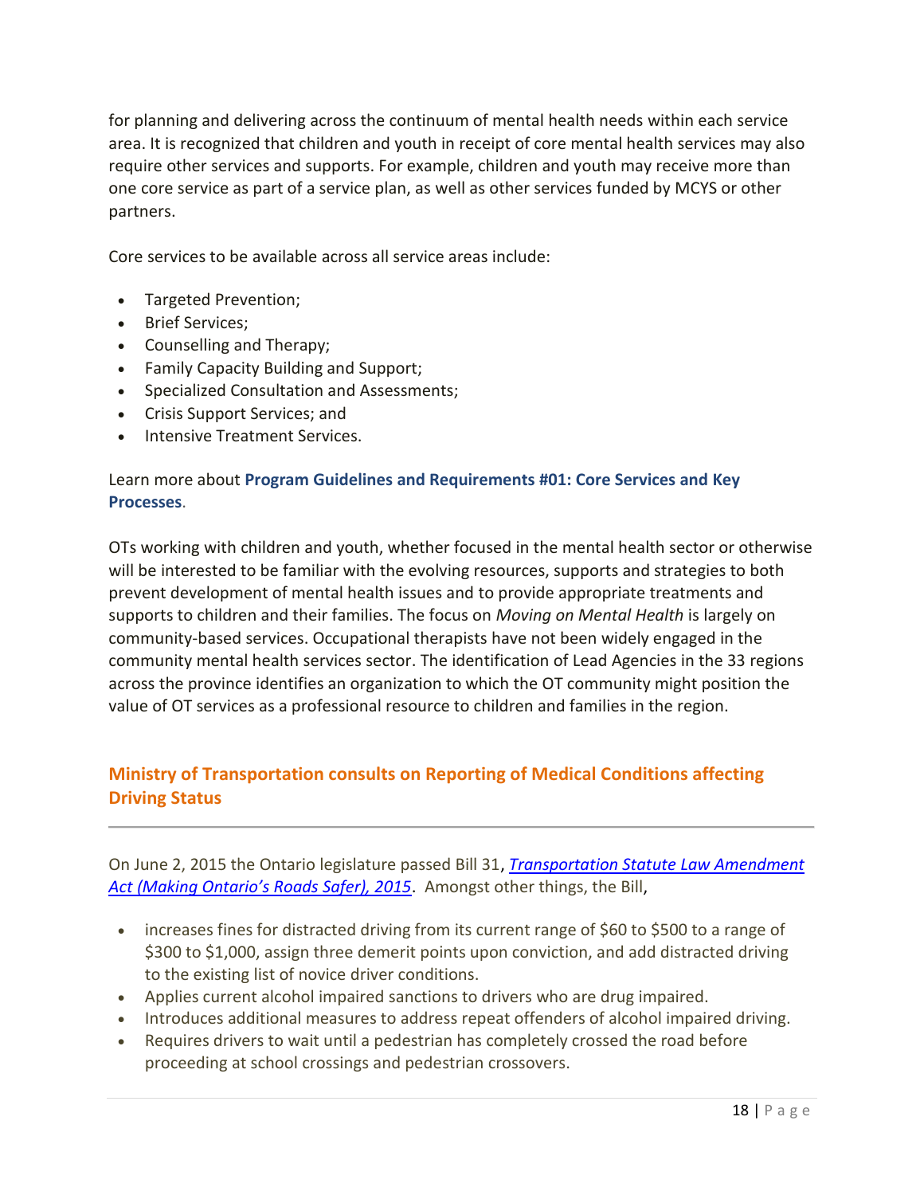for planning and delivering across the continuum of mental health needs within each service area. It is recognized that children and youth in receipt of core mental health services may also require other services and supports. For example, children and youth may receive more than one core service as part of a service plan, as well as other services funded by MCYS or other partners.

Core services to be available across all service areas include:

- Targeted Prevention;
- Brief Services;
- Counselling and Therapy;
- Family Capacity Building and Support;
- Specialized Consultation and Assessments;
- Crisis Support Services; and
- Intensive Treatment Services.

Learn more about **Program Guidelines and Requirements #01: Core Services and Key Processes**.

OTs working with children and youth, whether focused in the mental health sector or otherwise will be interested to be familiar with the evolving resources, supports and strategies to both prevent development of mental health issues and to provide appropriate treatments and supports to children and their families. The focus on *Moving on Mental Health* is largely on community-based services. Occupational therapists have not been widely engaged in the community mental health services sector. The identification of Lead Agencies in the 33 regions across the province identifies an organization to which the OT community might position the value of OT services as a professional resource to children and families in the region.

## Ministry of Transportation consults on Reporting of Medical Conditions affecting Driving Status

On June 2, 2015 the Ontario legislature passed Bill 31, *Transportation Statute Law Amendment Act (Making Ontario's Roads Safer), 2015*. Amongst other things, the Bill,

- increases fines for distracted driving from its current range of $60 to $500 to a range of $300 to $1,000, assign three demerit points upon conviction, and add distracted driving to the existing list of novice driver conditions.
- Applies current alcohol impaired sanctions to drivers who are drug impaired.
- Introduces additional measures to address repeat offenders of alcohol impaired driving.
- Requires drivers to wait until a pedestrian has completely crossed the road before proceeding at school crossings and pedestrian crossovers.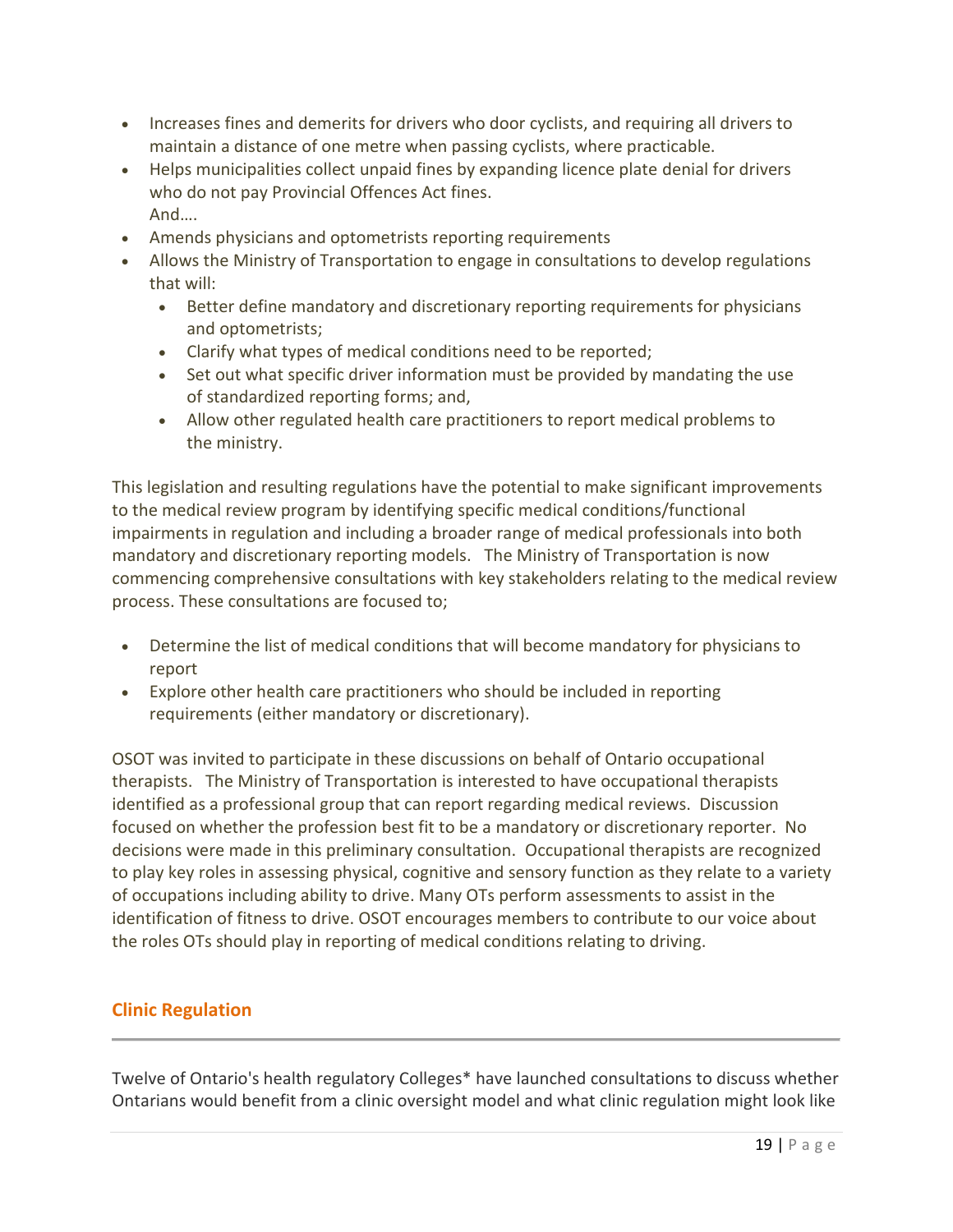- Increases fines and demerits for drivers who door cyclists, and requiring all drivers to maintain a distance of one metre when passing cyclists, where practicable.
- Helps municipalities collect unpaid fines by expanding licence plate denial for drivers who do not pay Provincial Offences Act fines.
  And….
- Amends physicians and optometrists reporting requirements
- Allows the Ministry of Transportation to engage in consultations to develop regulations that will:
  - Better define mandatory and discretionary reporting requirements for physicians and optometrists;
  - Clarify what types of medical conditions need to be reported;
  - Set out what specific driver information must be provided by mandating the use of standardized reporting forms; and,
  - Allow other regulated health care practitioners to report medical problems to the ministry.

This legislation and resulting regulations have the potential to make significant improvements to the medical review program by identifying specific medical conditions/functional impairments in regulation and including a broader range of medical professionals into both mandatory and discretionary reporting models. The Ministry of Transportation is now commencing comprehensive consultations with key stakeholders relating to the medical review process. These consultations are focused to;

- Determine the list of medical conditions that will become mandatory for physicians to report
- Explore other health care practitioners who should be included in reporting requirements (either mandatory or discretionary).

OSOT was invited to participate in these discussions on behalf of Ontario occupational therapists. The Ministry of Transportation is interested to have occupational therapists identified as a professional group that can report regarding medical reviews. Discussion focused on whether the profession best fit to be a mandatory or discretionary reporter. No decisions were made in this preliminary consultation. Occupational therapists are recognized to play key roles in assessing physical, cognitive and sensory function as they relate to a variety of occupations including ability to drive. Many OTs perform assessments to assist in the identification of fitness to drive. OSOT encourages members to contribute to our voice about the roles OTs should play in reporting of medical conditions relating to driving.

## Clinic Regulation

Twelve of Ontario's health regulatory Colleges* have launched consultations to discuss whether Ontarians would benefit from a clinic oversight model and what clinic regulation might look like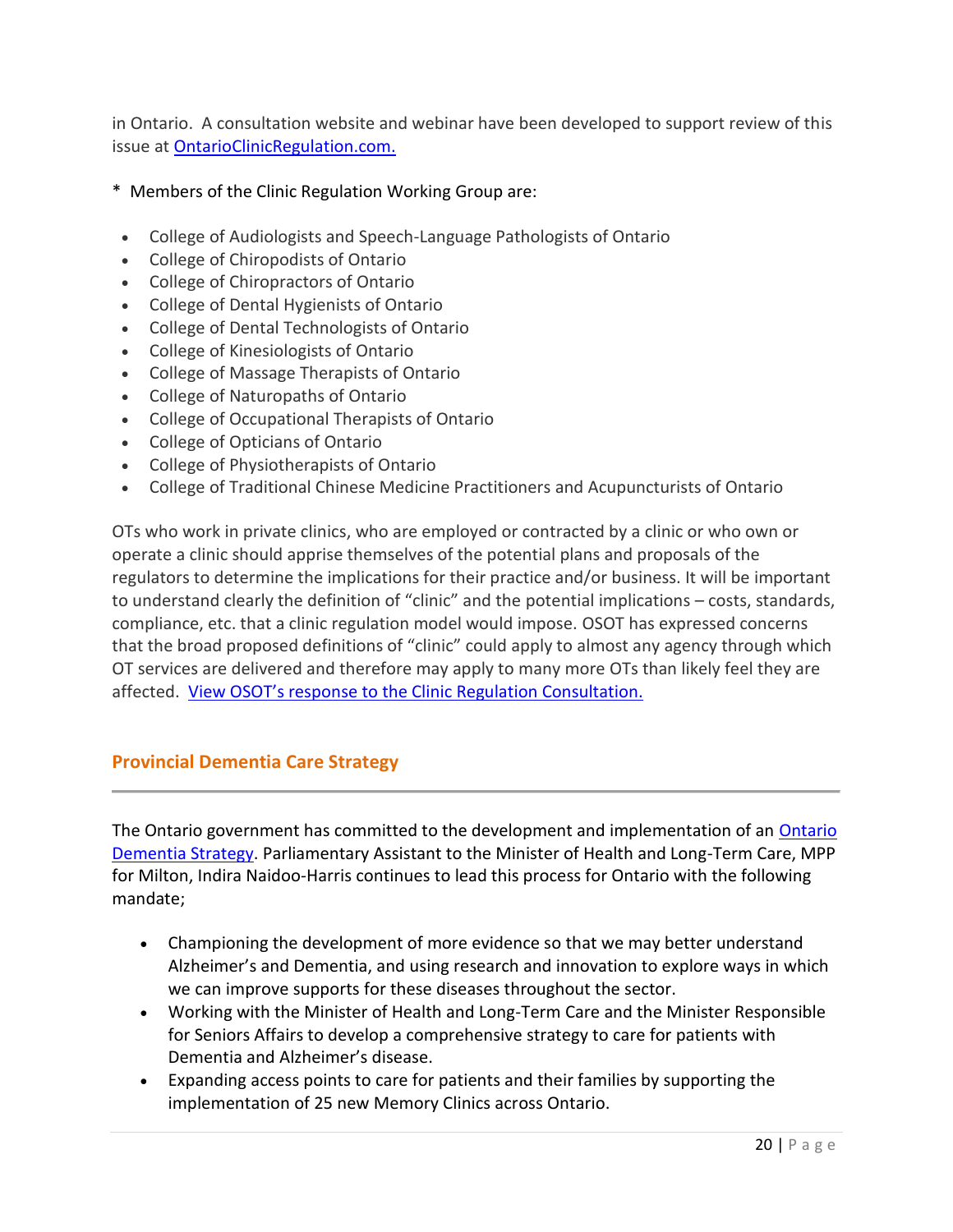in Ontario. A consultation website and webinar have been developed to support review of this issue at [OntarioClinicRegulation.com.](OntarioClinicRegulation.com)

* Members of the Clinic Regulation Working Group are:

- College of Audiologists and Speech-Language Pathologists of Ontario
- College of Chiropodists of Ontario
- College of Chiropractors of Ontario
- College of Dental Hygienists of Ontario
- College of Dental Technologists of Ontario
- College of Kinesiologists of Ontario
- College of Massage Therapists of Ontario
- College of Naturopaths of Ontario
- College of Occupational Therapists of Ontario
- College of Opticians of Ontario
- College of Physiotherapists of Ontario
- College of Traditional Chinese Medicine Practitioners and Acupuncturists of Ontario

OTs who work in private clinics, who are employed or contracted by a clinic or who own or operate a clinic should apprise themselves of the potential plans and proposals of the regulators to determine the implications for their practice and/or business. It will be important to understand clearly the definition of "clinic" and the potential implications – costs, standards, compliance, etc. that a clinic regulation model would impose. OSOT has expressed concerns that the broad proposed definitions of "clinic" could apply to almost any agency through which OT services are delivered and therefore may apply to many more OTs than likely feel they are affected. View OSOT's response to the Clinic Regulation Consultation.

## Provincial Dementia Care Strategy

The Ontario government has committed to the development and implementation of an Ontario Dementia Strategy. Parliamentary Assistant to the Minister of Health and Long-Term Care, MPP for Milton, Indira Naidoo-Harris continues to lead this process for Ontario with the following mandate;

- Championing the development of more evidence so that we may better understand Alzheimer's and Dementia, and using research and innovation to explore ways in which we can improve supports for these diseases throughout the sector.
- Working with the Minister of Health and Long-Term Care and the Minister Responsible for Seniors Affairs to develop a comprehensive strategy to care for patients with Dementia and Alzheimer's disease.
- Expanding access points to care for patients and their families by supporting the implementation of 25 new Memory Clinics across Ontario.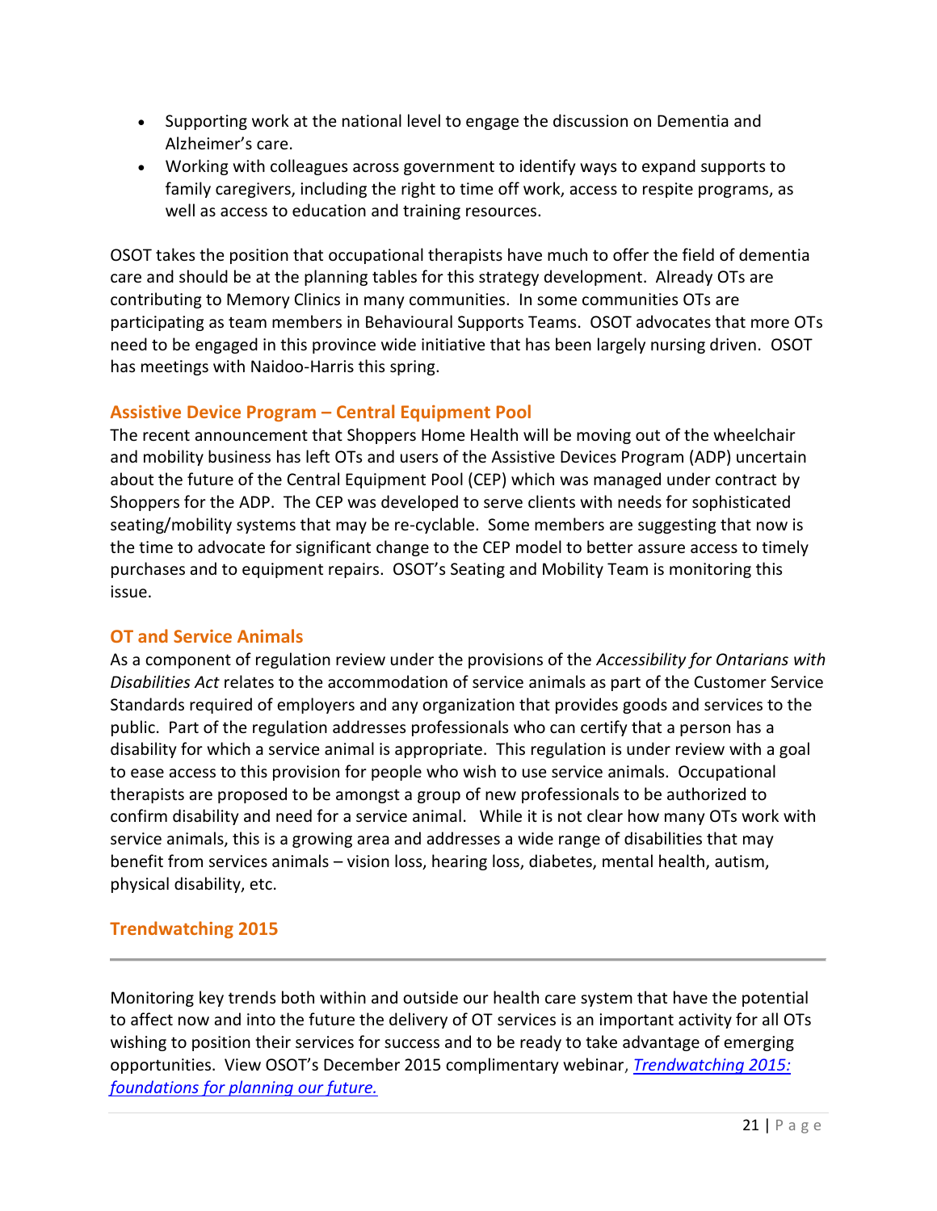- Supporting work at the national level to engage the discussion on Dementia and Alzheimer's care.
- Working with colleagues across government to identify ways to expand supports to family caregivers, including the right to time off work, access to respite programs, as well as access to education and training resources.

OSOT takes the position that occupational therapists have much to offer the field of dementia care and should be at the planning tables for this strategy development. Already OTs are contributing to Memory Clinics in many communities. In some communities OTs are participating as team members in Behavioural Supports Teams. OSOT advocates that more OTs need to be engaged in this province wide initiative that has been largely nursing driven. OSOT has meetings with Naidoo-Harris this spring.

### Assistive Device Program – Central Equipment Pool

The recent announcement that Shoppers Home Health will be moving out of the wheelchair and mobility business has left OTs and users of the Assistive Devices Program (ADP) uncertain about the future of the Central Equipment Pool (CEP) which was managed under contract by Shoppers for the ADP. The CEP was developed to serve clients with needs for sophisticated seating/mobility systems that may be re-cyclable. Some members are suggesting that now is the time to advocate for significant change to the CEP model to better assure access to timely purchases and to equipment repairs. OSOT's Seating and Mobility Team is monitoring this issue.

### OT and Service Animals

As a component of regulation review under the provisions of the *Accessibility for Ontarians with Disabilities Act* relates to the accommodation of service animals as part of the Customer Service Standards required of employers and any organization that provides goods and services to the public. Part of the regulation addresses professionals who can certify that a person has a disability for which a service animal is appropriate. This regulation is under review with a goal to ease access to this provision for people who wish to use service animals. Occupational therapists are proposed to be amongst a group of new professionals to be authorized to confirm disability and need for a service animal. While it is not clear how many OTs work with service animals, this is a growing area and addresses a wide range of disabilities that may benefit from services animals – vision loss, hearing loss, diabetes, mental health, autism, physical disability, etc.

## Trendwatching 2015

---

Monitoring key trends both within and outside our health care system that have the potential to affect now and into the future the delivery of OT services is an important activity for all OTs wishing to position their services for success and to be ready to take advantage of emerging opportunities. View OSOT's December 2015 complimentary webinar, *Trendwatching 2015: foundations for planning our future.*